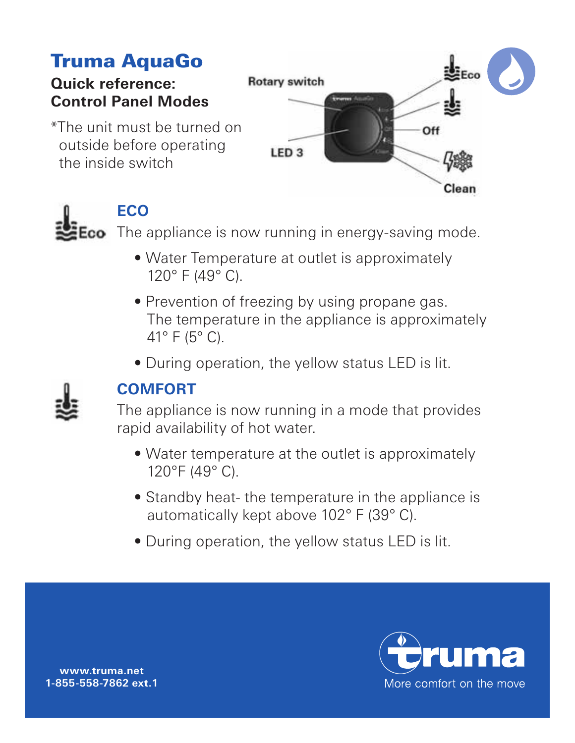# Truma AquaGo

## Quick reference: Control Panel Modes

*The unit must be turned on outside before operating the inside switch

Rotary switch

LED 3

Eco

Off

Clean

### ECO

The appliance is now running in energy-saving mode.

- Water Temperature at outlet is approximately 120° F (49° C).
- Prevention of freezing by using propane gas. The temperature in the appliance is approximately 41° F (5° C).
- During operation, the yellow status LED is lit.

### COMFORT

The appliance is now running in a mode that provides rapid availability of hot water.

- Water temperature at the outlet is approximately 120°F (49° C).
- Standby heat- the temperature in the appliance is automatically kept above 102° F (39° C).
- During operation, the yellow status LED is lit.

**www.truma.net**
**1-855-558-7862 ext.1**

truma
More comfort on the move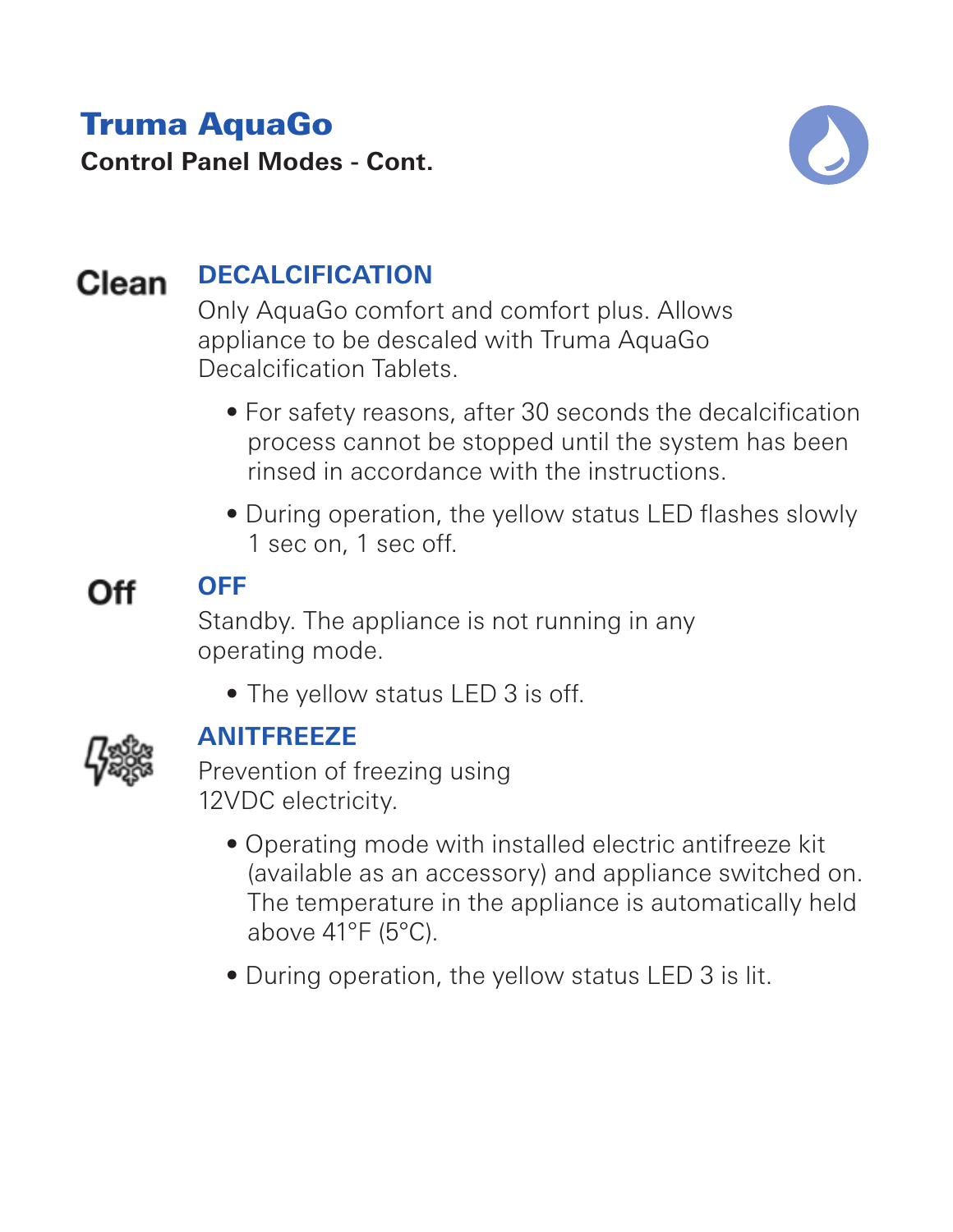# Truma AquaGo

**Control Panel Modes - Cont.**

Clean

## DECALCIFICATION

Only AquaGo comfort and comfort plus. Allows appliance to be descaled with Truma AquaGo Decalcification Tablets.

- For safety reasons, after 30 seconds the decalcification process cannot be stopped until the system has been rinsed in accordance with the instructions.
- During operation, the yellow status LED flashes slowly 1 sec on, 1 sec off.

Off

## OFF

Standby. The appliance is not running in any operating mode.

- The yellow status LED 3 is off.

## ANITFREEZE

Prevention of freezing using 12VDC electricity.

- Operating mode with installed electric antifreeze kit (available as an accessory) and appliance switched on. The temperature in the appliance is automatically held above 41°F (5°C).
- During operation, the yellow status LED 3 is lit.